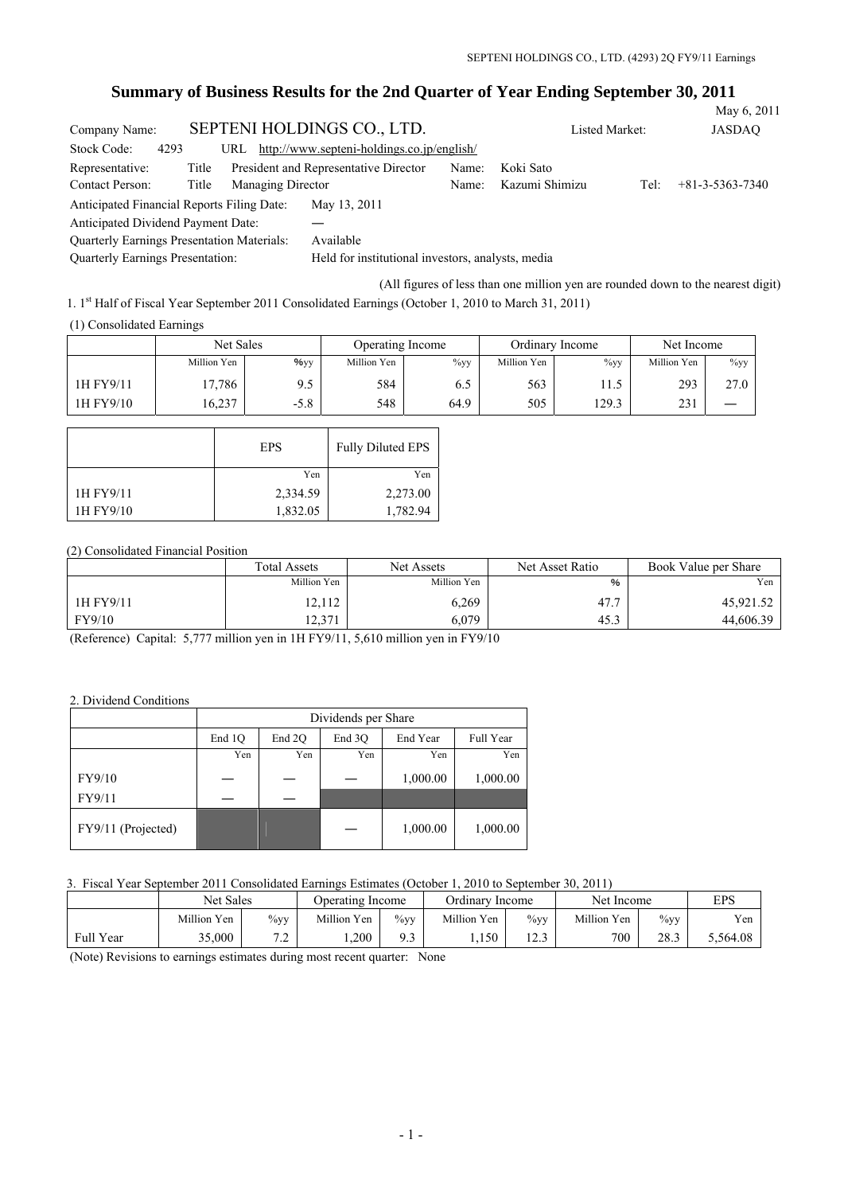# Summary of Business Results for the 2nd Quarter of Year Ending September 30, 2011

May 6, 2011

| | | | |
|---|---|---|---|
| Company Name: | SEPTENI HOLDINGS CO., LTD. | Listed Market: | JASDAQ |
| Stock Code: 4293 | URL http://www.septeni-holdings.co.jp/english/ | | |
| Representative: | Title President and Representative Director | Name: Koki Sato | |
| Contact Person: | Title Managing Director | Name: Kazumi Shimizu | Tel: +81-3-5363-7340 |

Anticipated Financial Reports Filing Date: May 13, 2011

Anticipated Dividend Payment Date: —

Quarterly Earnings Presentation Materials: Available

Quarterly Earnings Presentation: Held for institutional investors, analysts, media

(All figures of less than one million yen are rounded down to the nearest digit)

1. 1st Half of Fiscal Year September 2011 Consolidated Earnings (October 1, 2010 to March 31, 2011)

(1) Consolidated Earnings

| | Net Sales | | Operating Income | | Ordinary Income | | Net Income | |
|---|---|---|---|---|---|---|---|---|
| | Million Yen | %yy | Million Yen | %yy | Million Yen | %yy | Million Yen | %yy |
| 1H FY9/11 | 17,786 | 9.5 | 584 | 6.5 | 563 | 11.5 | 293 | 27.0 |
| 1H FY9/10 | 16,237 | -5.8 | 548 | 64.9 | 505 | 129.3 | 231 | — |

| | EPS | Fully Diluted EPS |
|---|---|---|
| | Yen | Yen |
| 1H FY9/11 | 2,334.59 | 2,273.00 |
| 1H FY9/10 | 1,832.05 | 1,782.94 |

(2) Consolidated Financial Position

| | Total Assets | Net Assets | Net Asset Ratio | Book Value per Share |
|---|---|---|---|---|
| | Million Yen | Million Yen | % | Yen |
| 1H FY9/11 | 12,112 | 6,269 | 47.7 | 45,921.52 |
| FY9/10 | 12,371 | 6,079 | 45.3 | 44,606.39 |

(Reference) Capital: 5,777 million yen in 1H FY9/11, 5,610 million yen in FY9/10

2. Dividend Conditions

| | Dividends per Share | | | | |
|---|---|---|---|---|---|
| | End 1Q | End 2Q | End 3Q | End Year | Full Year |
| | Yen | Yen | Yen | Yen | Yen |
| FY9/10 | — | — | — | 1,000.00 | 1,000.00 |
| FY9/11 | — | — | | | |
| FY9/11 (Projected) | | | — | 1,000.00 | 1,000.00 |

3. Fiscal Year September 2011 Consolidated Earnings Estimates (October 1, 2010 to September 30, 2011)

| | Net Sales | | Operating Income | | Ordinary Income | | Net Income | | EPS |
|---|---|---|---|---|---|---|---|---|---|
| | Million Yen | %yy | Million Yen | %yy | Million Yen | %yy | Million Yen | %yy | Yen |
| Full Year | 35,000 | 7.2 | 1,200 | 9.3 | 1,150 | 12.3 | 700 | 28.3 | 5,564.08 |

(Note) Revisions to earnings estimates during most recent quarter: None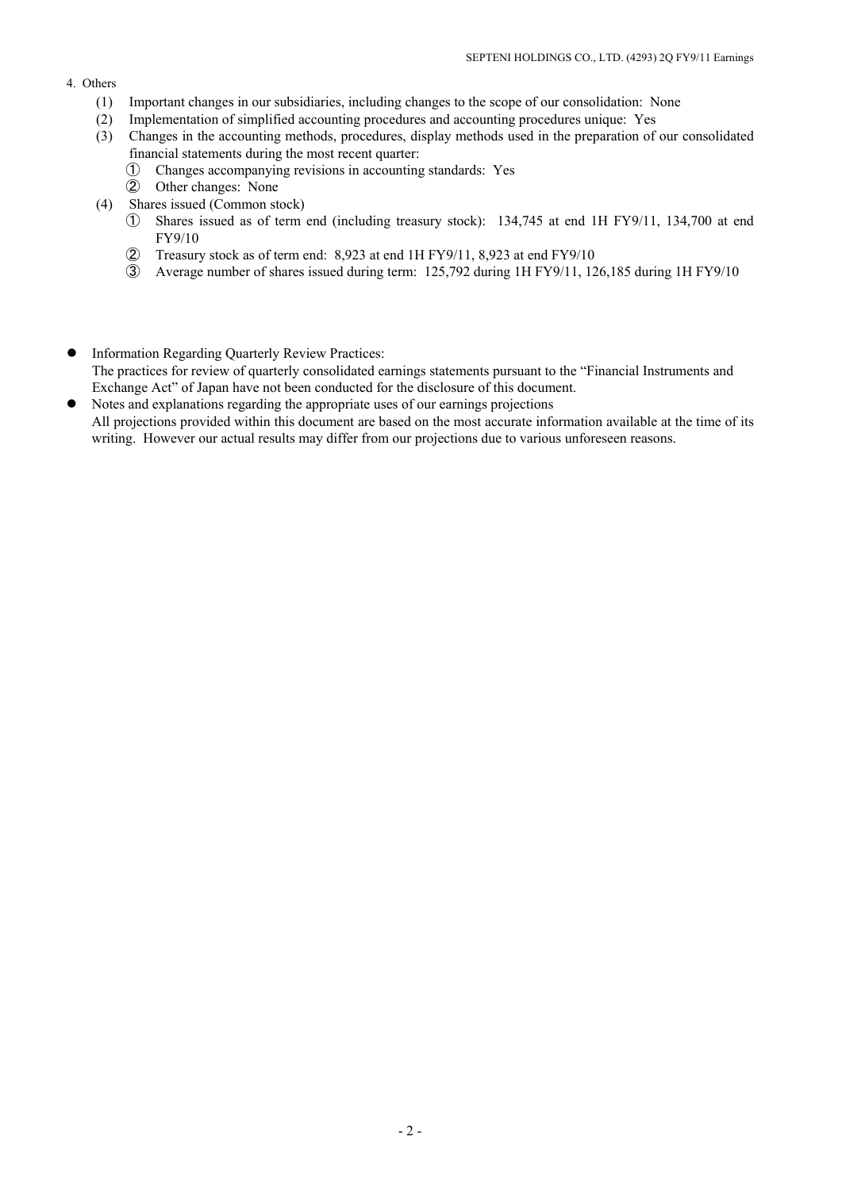4. Others

(1) Important changes in our subsidiaries, including changes to the scope of our consolidation: None

(2) Implementation of simplified accounting procedures and accounting procedures unique: Yes

(3) Changes in the accounting methods, procedures, display methods used in the preparation of our consolidated financial statements during the most recent quarter:

① Changes accompanying revisions in accounting standards: Yes

② Other changes: None

(4) Shares issued (Common stock)

① Shares issued as of term end (including treasury stock): 134,745 at end 1H FY9/11, 134,700 at end FY9/10

② Treasury stock as of term end: 8,923 at end 1H FY9/11, 8,923 at end FY9/10

③ Average number of shares issued during term: 125,792 during 1H FY9/11, 126,185 during 1H FY9/10

- Information Regarding Quarterly Review Practices:
  The practices for review of quarterly consolidated earnings statements pursuant to the "Financial Instruments and Exchange Act" of Japan have not been conducted for the disclosure of this document.
- Notes and explanations regarding the appropriate uses of our earnings projections
  All projections provided within this document are based on the most accurate information available at the time of its writing. However our actual results may differ from our projections due to various unforeseen reasons.